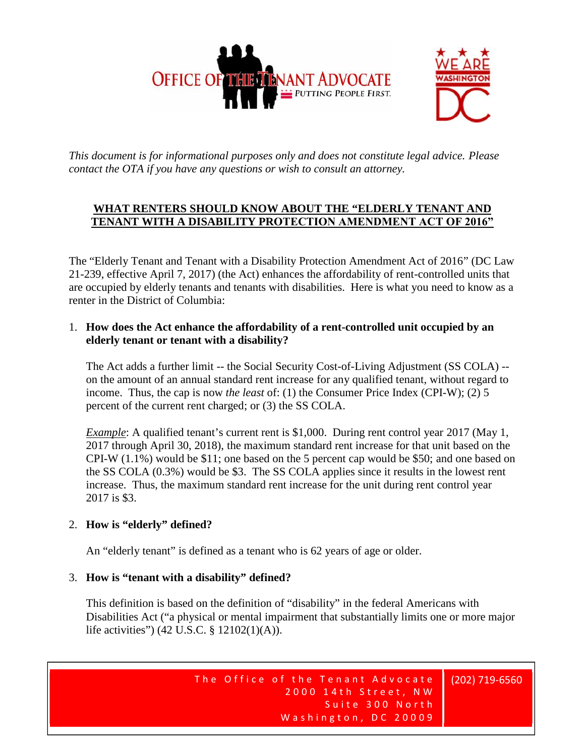OFFICE OF THE TENANT ADVOCATE
PUTTING PEOPLE FIRST.

WE ARE WASHINGTON DC

*This document is for informational purposes only and does not constitute legal advice. Please contact the OTA if you have any questions or wish to consult an attorney.*

## WHAT RENTERS SHOULD KNOW ABOUT THE "ELDERLY TENANT AND TENANT WITH A DISABILITY PROTECTION AMENDMENT ACT OF 2016"

The "Elderly Tenant and Tenant with a Disability Protection Amendment Act of 2016" (DC Law 21-239, effective April 7, 2017) (the Act) enhances the affordability of rent-controlled units that are occupied by elderly tenants and tenants with disabilities. Here is what you need to know as a renter in the District of Columbia:

1. **How does the Act enhance the affordability of a rent-controlled unit occupied by an elderly tenant or tenant with a disability?**

   The Act adds a further limit -- the Social Security Cost-of-Living Adjustment (SS COLA) -- on the amount of an annual standard rent increase for any qualified tenant, without regard to income. Thus, the cap is now *the least* of: (1) the Consumer Price Index (CPI-W); (2) 5 percent of the current rent charged; or (3) the SS COLA.

   *Example*: A qualified tenant's current rent is $1,000. During rent control year 2017 (May 1, 2017 through April 30, 2018), the maximum standard rent increase for that unit based on the CPI-W (1.1%) would be $11; one based on the 5 percent cap would be $50; and one based on the SS COLA (0.3%) would be $3. The SS COLA applies since it results in the lowest rent increase. Thus, the maximum standard rent increase for the unit during rent control year 2017 is $3.

2. **How is "elderly" defined?**

   An "elderly tenant" is defined as a tenant who is 62 years of age or older.

3. **How is "tenant with a disability" defined?**

   This definition is based on the definition of "disability" in the federal Americans with Disabilities Act ("a physical or mental impairment that substantially limits one or more major life activities") (42 U.S.C. § 12102(1)(A)).

The Office of the Tenant Advocate
2000 14th Street, NW
Suite 300 North
Washington, DC 20009

(202) 719-6560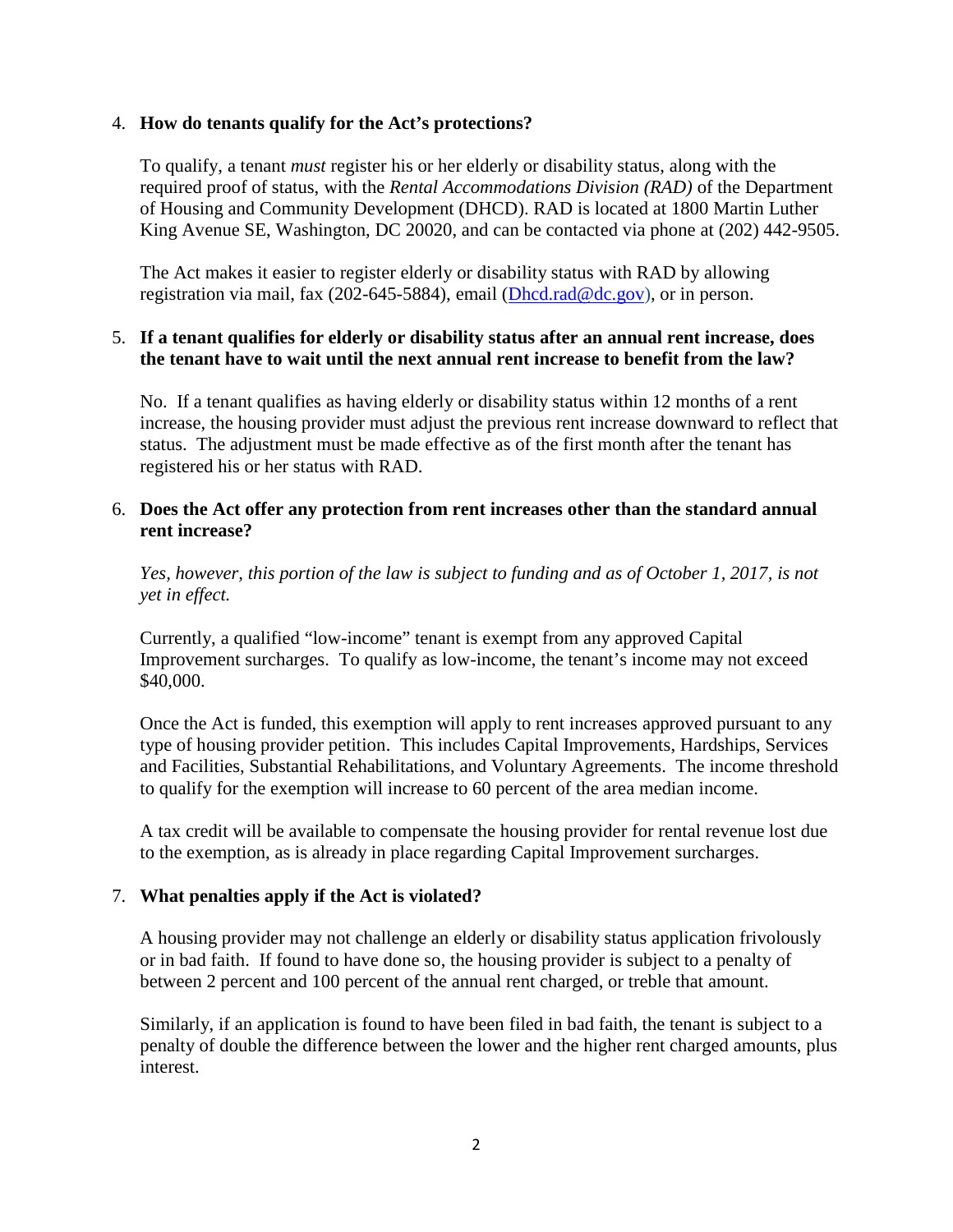4. **How do tenants qualify for the Act's protections?**

   To qualify, a tenant *must* register his or her elderly or disability status, along with the required proof of status, with the *Rental Accommodations Division (RAD)* of the Department of Housing and Community Development (DHCD). RAD is located at 1800 Martin Luther King Avenue SE, Washington, DC 20020, and can be contacted via phone at (202) 442-9505.

   The Act makes it easier to register elderly or disability status with RAD by allowing registration via mail, fax (202-645-5884), email (Dhcd.rad@dc.gov), or in person.

5. **If a tenant qualifies for elderly or disability status after an annual rent increase, does the tenant have to wait until the next annual rent increase to benefit from the law?**

   No. If a tenant qualifies as having elderly or disability status within 12 months of a rent increase, the housing provider must adjust the previous rent increase downward to reflect that status. The adjustment must be made effective as of the first month after the tenant has registered his or her status with RAD.

6. **Does the Act offer any protection from rent increases other than the standard annual rent increase?**

   *Yes, however, this portion of the law is subject to funding and as of October 1, 2017, is not yet in effect.*

   Currently, a qualified "low-income" tenant is exempt from any approved Capital Improvement surcharges. To qualify as low-income, the tenant's income may not exceed $40,000.

   Once the Act is funded, this exemption will apply to rent increases approved pursuant to any type of housing provider petition. This includes Capital Improvements, Hardships, Services and Facilities, Substantial Rehabilitations, and Voluntary Agreements. The income threshold to qualify for the exemption will increase to 60 percent of the area median income.

   A tax credit will be available to compensate the housing provider for rental revenue lost due to the exemption, as is already in place regarding Capital Improvement surcharges.

7. **What penalties apply if the Act is violated?**

   A housing provider may not challenge an elderly or disability status application frivolously or in bad faith. If found to have done so, the housing provider is subject to a penalty of between 2 percent and 100 percent of the annual rent charged, or treble that amount.

   Similarly, if an application is found to have been filed in bad faith, the tenant is subject to a penalty of double the difference between the lower and the higher rent charged amounts, plus interest.